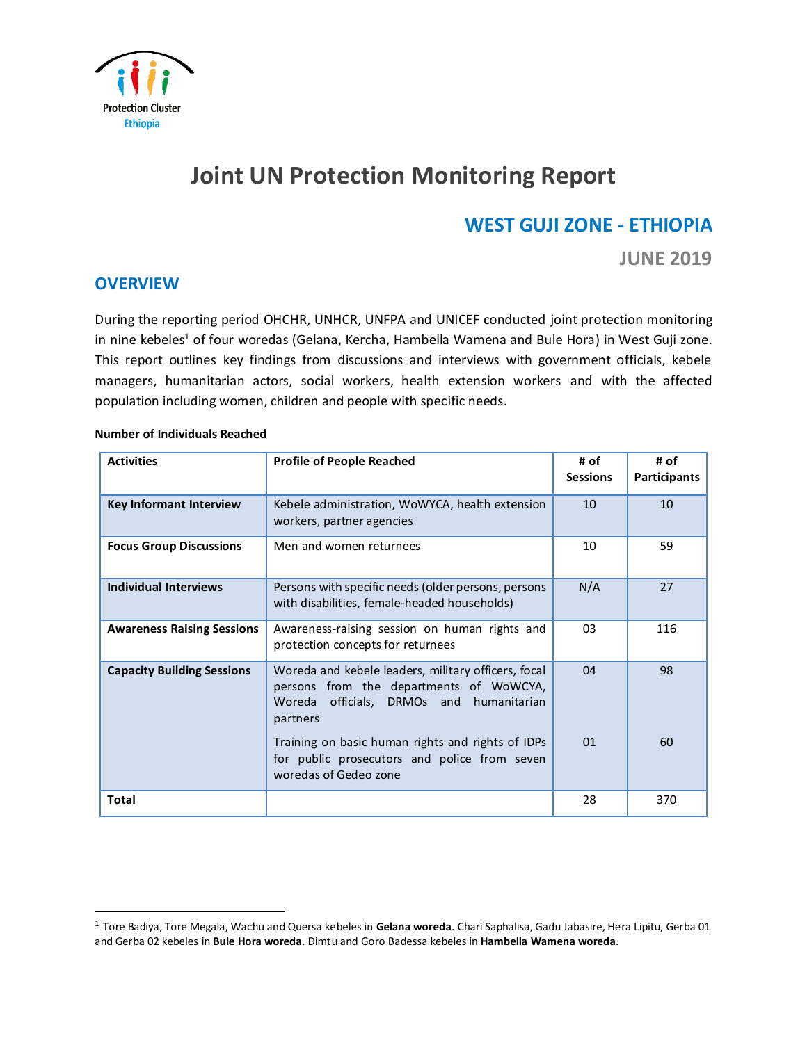Protection Cluster
Ethiopia

# Joint UN Protection Monitoring Report

## WEST GUJI ZONE - ETHIOPIA

## JUNE 2019

## OVERVIEW

During the reporting period OHCHR, UNHCR, UNFPA and UNICEF conducted joint protection monitoring in nine kebeles[1] of four woredas (Gelana, Kercha, Hambella Wamena and Bule Hora) in West Guji zone. This report outlines key findings from discussions and interviews with government officials, kebele managers, humanitarian actors, social workers, health extension workers and with the affected population including women, children and people with specific needs.

**Number of Individuals Reached**

| Activities | Profile of People Reached | # of Sessions | # of Participants |
|---|---|---|---|
| **Key Informant Interview** | Kebele administration, WoWYCA, health extension workers, partner agencies | 10 | 10 |
| **Focus Group Discussions** | Men and women returnees | 10 | 59 |
| **Individual Interviews** | Persons with specific needs (older persons, persons with disabilities, female-headed households) | N/A | 27 |
| **Awareness Raising Sessions** | Awareness-raising session on human rights and protection concepts for returnees | 03 | 116 |
| **Capacity Building Sessions** | Woreda and kebele leaders, military officers, focal persons from the departments of WoWCYA, Woreda officials, DRMOs and humanitarian partners | 04 | 98 |
| | Training on basic human rights and rights of IDPs for public prosecutors and police from seven woredas of Gedeo zone | 01 | 60 |
| **Total** | | 28 | 370 |

[1] Tore Badiya, Tore Megala, Wachu and Quersa kebeles in **Gelana woreda**. Chari Saphalisa, Gadu Jabasire, Hera Lipitu, Gerba 01 and Gerba 02 kebeles in **Bule Hora woreda**. Dimtu and Goro Badessa kebeles in **Hambella Wamena woreda**.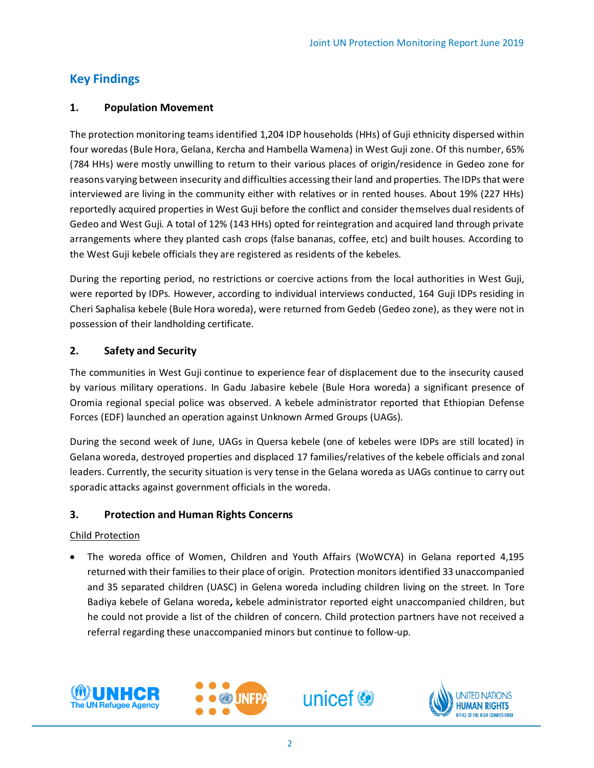## Key Findings

### 1. Population Movement

The protection monitoring teams identified 1,204 IDP households (HHs) of Guji ethnicity dispersed within four woredas (Bule Hora, Gelana, Kercha and Hambella Wamena) in West Guji zone. Of this number, 65% (784 HHs) were mostly unwilling to return to their various places of origin/residence in Gedeo zone for reasons varying between insecurity and difficulties accessing their land and properties. The IDPs that were interviewed are living in the community either with relatives or in rented houses. About 19% (227 HHs) reportedly acquired properties in West Guji before the conflict and consider themselves dual residents of Gedeo and West Guji. A total of 12% (143 HHs) opted for reintegration and acquired land through private arrangements where they planted cash crops (false bananas, coffee, etc) and built houses. According to the West Guji kebele officials they are registered as residents of the kebeles.

During the reporting period, no restrictions or coercive actions from the local authorities in West Guji, were reported by IDPs. However, according to individual interviews conducted, 164 Guji IDPs residing in Cheri Saphalisa kebele (Bule Hora woreda), were returned from Gedeb (Gedeo zone), as they were not in possession of their landholding certificate.

### 2. Safety and Security

The communities in West Guji continue to experience fear of displacement due to the insecurity caused by various military operations. In Gadu Jabasire kebele (Bule Hora woreda) a significant presence of Oromia regional special police was observed. A kebele administrator reported that Ethiopian Defense Forces (EDF) launched an operation against Unknown Armed Groups (UAGs).

During the second week of June, UAGs in Quersa kebele (one of kebeles were IDPs are still located) in Gelana woreda, destroyed properties and displaced 17 families/relatives of the kebele officials and zonal leaders. Currently, the security situation is very tense in the Gelana woreda as UAGs continue to carry out sporadic attacks against government officials in the woreda.

### 3. Protection and Human Rights Concerns

Child Protection

- The woreda office of Women, Children and Youth Affairs (WoWCYA) in Gelana reported 4,195 returned with their families to their place of origin. Protection monitors identified 33 unaccompanied and 35 separated children (UASC) in Gelena woreda including children living on the street. In Tore Badiya kebele of Gelana woreda**,** kebele administrator reported eight unaccompanied children, but he could not provide a list of the children of concern. Child protection partners have not received a referral regarding these unaccompanied minors but continue to follow-up.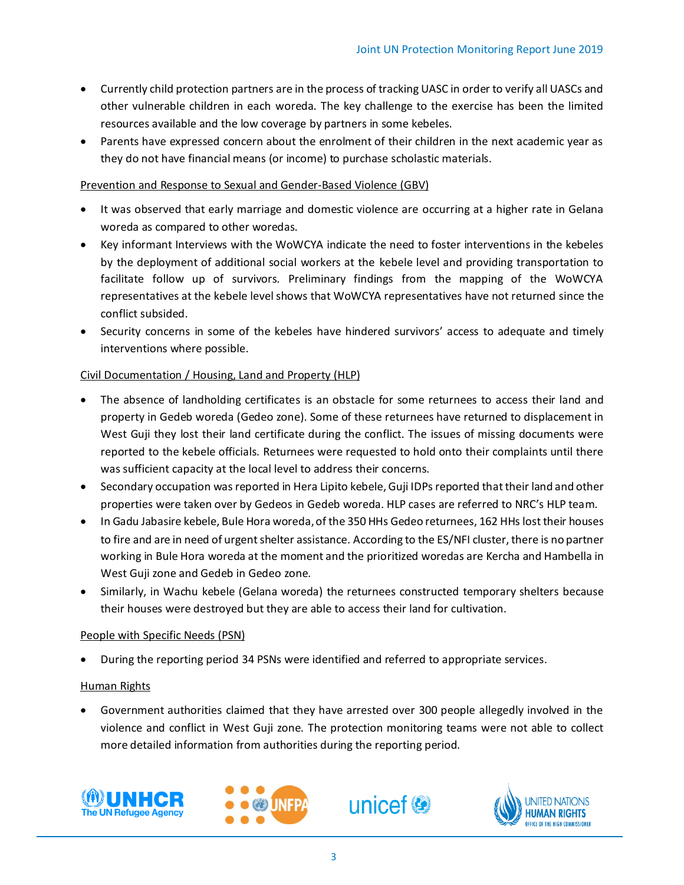- Currently child protection partners are in the process of tracking UASC in order to verify all UASCs and other vulnerable children in each woreda. The key challenge to the exercise has been the limited resources available and the low coverage by partners in some kebeles.
- Parents have expressed concern about the enrolment of their children in the next academic year as they do not have financial means (or income) to purchase scholastic materials.

Prevention and Response to Sexual and Gender-Based Violence (GBV)

- It was observed that early marriage and domestic violence are occurring at a higher rate in Gelana woreda as compared to other woredas.
- Key informant Interviews with the WoWCYA indicate the need to foster interventions in the kebeles by the deployment of additional social workers at the kebele level and providing transportation to facilitate follow up of survivors. Preliminary findings from the mapping of the WoWCYA representatives at the kebele level shows that WoWCYA representatives have not returned since the conflict subsided.
- Security concerns in some of the kebeles have hindered survivors' access to adequate and timely interventions where possible.

Civil Documentation / Housing, Land and Property (HLP)

- The absence of landholding certificates is an obstacle for some returnees to access their land and property in Gedeb woreda (Gedeo zone). Some of these returnees have returned to displacement in West Guji they lost their land certificate during the conflict. The issues of missing documents were reported to the kebele officials. Returnees were requested to hold onto their complaints until there was sufficient capacity at the local level to address their concerns.
- Secondary occupation was reported in Hera Lipito kebele, Guji IDPs reported that their land and other properties were taken over by Gedeos in Gedeb woreda. HLP cases are referred to NRC's HLP team.
- In Gadu Jabasire kebele, Bule Hora woreda, of the 350 HHs Gedeo returnees, 162 HHs lost their houses to fire and are in need of urgent shelter assistance. According to the ES/NFI cluster, there is no partner working in Bule Hora woreda at the moment and the prioritized woredas are Kercha and Hambella in West Guji zone and Gedeb in Gedeo zone.
- Similarly, in Wachu kebele (Gelana woreda) the returnees constructed temporary shelters because their houses were destroyed but they are able to access their land for cultivation.

People with Specific Needs (PSN)

- During the reporting period 34 PSNs were identified and referred to appropriate services.

Human Rights

- Government authorities claimed that they have arrested over 300 people allegedly involved in the violence and conflict in West Guji zone. The protection monitoring teams were not able to collect more detailed information from authorities during the reporting period.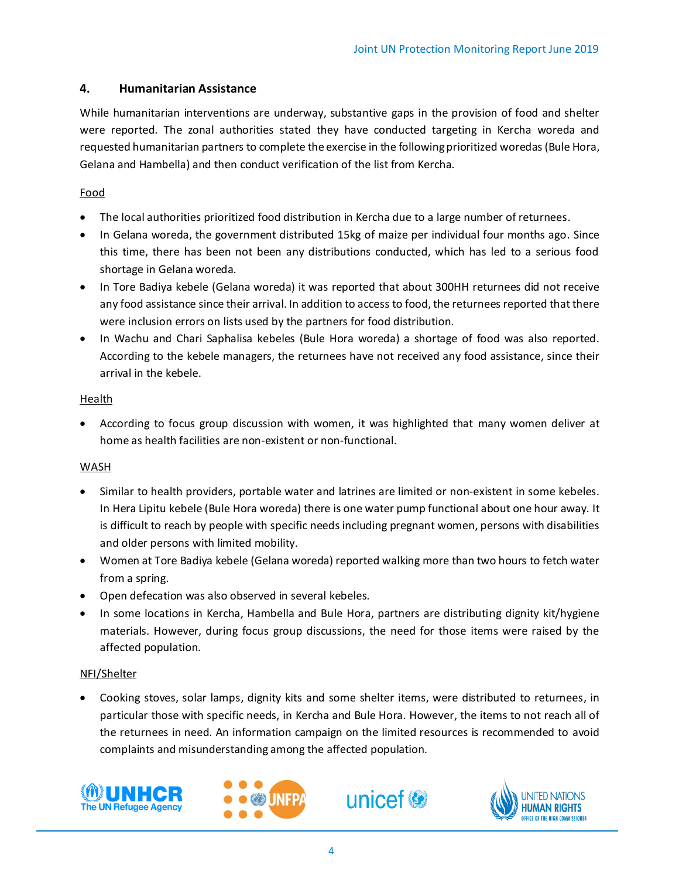## 4. Humanitarian Assistance

While humanitarian interventions are underway, substantive gaps in the provision of food and shelter were reported. The zonal authorities stated they have conducted targeting in Kercha woreda and requested humanitarian partners to complete the exercise in the following prioritized woredas (Bule Hora, Gelana and Hambella) and then conduct verification of the list from Kercha.

Food

- The local authorities prioritized food distribution in Kercha due to a large number of returnees.
- In Gelana woreda, the government distributed 15kg of maize per individual four months ago. Since this time, there has been not been any distributions conducted, which has led to a serious food shortage in Gelana woreda.
- In Tore Badiya kebele (Gelana woreda) it was reported that about 300HH returnees did not receive any food assistance since their arrival. In addition to access to food, the returnees reported that there were inclusion errors on lists used by the partners for food distribution.
- In Wachu and Chari Saphalisa kebeles (Bule Hora woreda) a shortage of food was also reported. According to the kebele managers, the returnees have not received any food assistance, since their arrival in the kebele.

Health

- According to focus group discussion with women, it was highlighted that many women deliver at home as health facilities are non-existent or non-functional.

WASH

- Similar to health providers, portable water and latrines are limited or non-existent in some kebeles. In Hera Lipitu kebele (Bule Hora woreda) there is one water pump functional about one hour away. It is difficult to reach by people with specific needs including pregnant women, persons with disabilities and older persons with limited mobility.
- Women at Tore Badiya kebele (Gelana woreda) reported walking more than two hours to fetch water from a spring.
- Open defecation was also observed in several kebeles.
- In some locations in Kercha, Hambella and Bule Hora, partners are distributing dignity kit/hygiene materials. However, during focus group discussions, the need for those items were raised by the affected population.

NFI/Shelter

- Cooking stoves, solar lamps, dignity kits and some shelter items, were distributed to returnees, in particular those with specific needs, in Kercha and Bule Hora. However, the items to not reach all of the returnees in need. An information campaign on the limited resources is recommended to avoid complaints and misunderstanding among the affected population.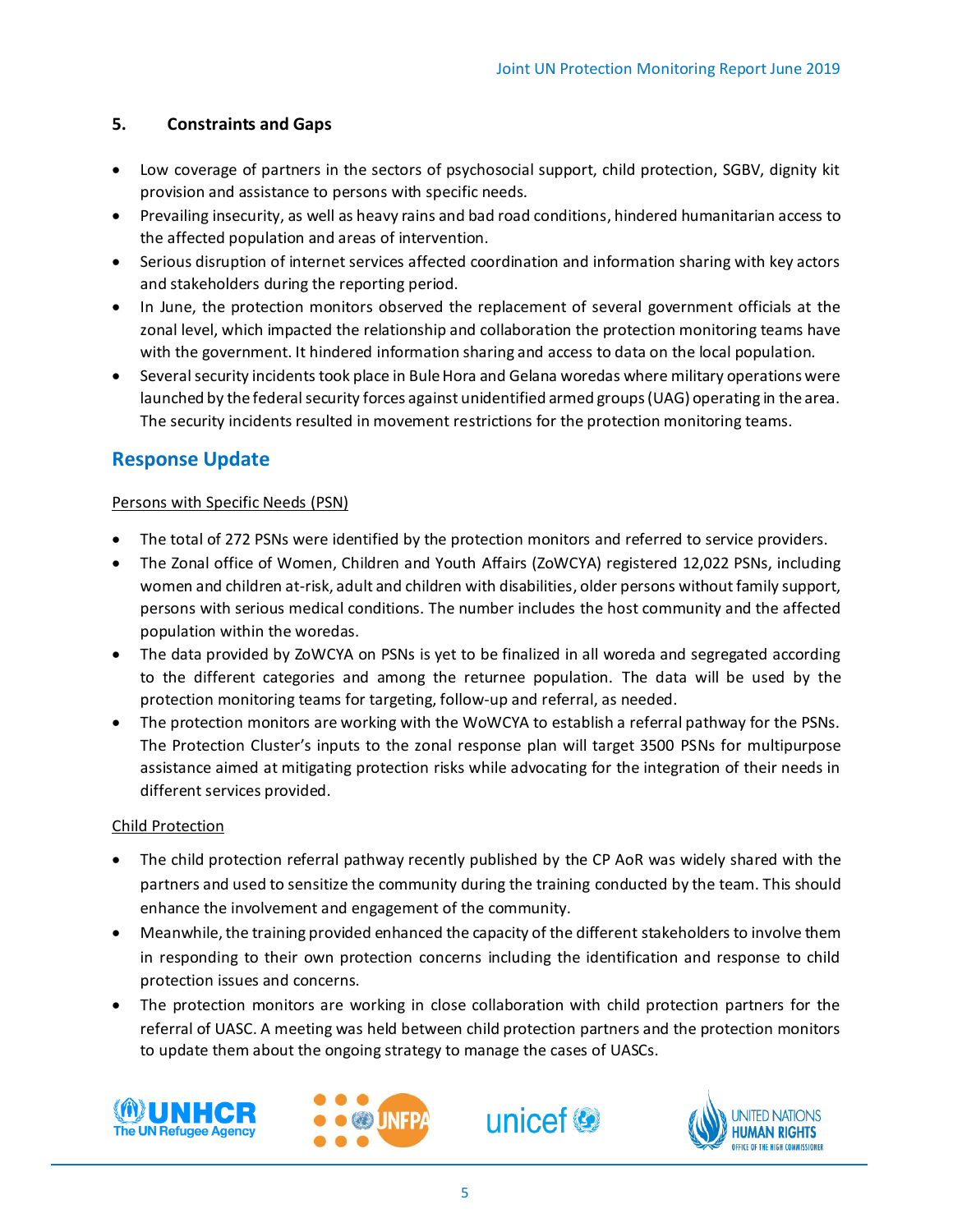## 5. Constraints and Gaps

- Low coverage of partners in the sectors of psychosocial support, child protection, SGBV, dignity kit provision and assistance to persons with specific needs.
- Prevailing insecurity, as well as heavy rains and bad road conditions, hindered humanitarian access to the affected population and areas of intervention.
- Serious disruption of internet services affected coordination and information sharing with key actors and stakeholders during the reporting period.
- In June, the protection monitors observed the replacement of several government officials at the zonal level, which impacted the relationship and collaboration the protection monitoring teams have with the government. It hindered information sharing and access to data on the local population.
- Several security incidents took place in Bule Hora and Gelana woredas where military operations were launched by the federal security forces against unidentified armed groups (UAG) operating in the area. The security incidents resulted in movement restrictions for the protection monitoring teams.

## Response Update

Persons with Specific Needs (PSN)

- The total of 272 PSNs were identified by the protection monitors and referred to service providers.
- The Zonal office of Women, Children and Youth Affairs (ZoWCYA) registered 12,022 PSNs, including women and children at-risk, adult and children with disabilities, older persons without family support, persons with serious medical conditions. The number includes the host community and the affected population within the woredas.
- The data provided by ZoWCYA on PSNs is yet to be finalized in all woreda and segregated according to the different categories and among the returnee population. The data will be used by the protection monitoring teams for targeting, follow-up and referral, as needed.
- The protection monitors are working with the WoWCYA to establish a referral pathway for the PSNs. The Protection Cluster's inputs to the zonal response plan will target 3500 PSNs for multipurpose assistance aimed at mitigating protection risks while advocating for the integration of their needs in different services provided.

Child Protection

- The child protection referral pathway recently published by the CP AoR was widely shared with the partners and used to sensitize the community during the training conducted by the team. This should enhance the involvement and engagement of the community.
- Meanwhile, the training provided enhanced the capacity of the different stakeholders to involve them in responding to their own protection concerns including the identification and response to child protection issues and concerns.
- The protection monitors are working in close collaboration with child protection partners for the referral of UASC. A meeting was held between child protection partners and the protection monitors to update them about the ongoing strategy to manage the cases of UASCs.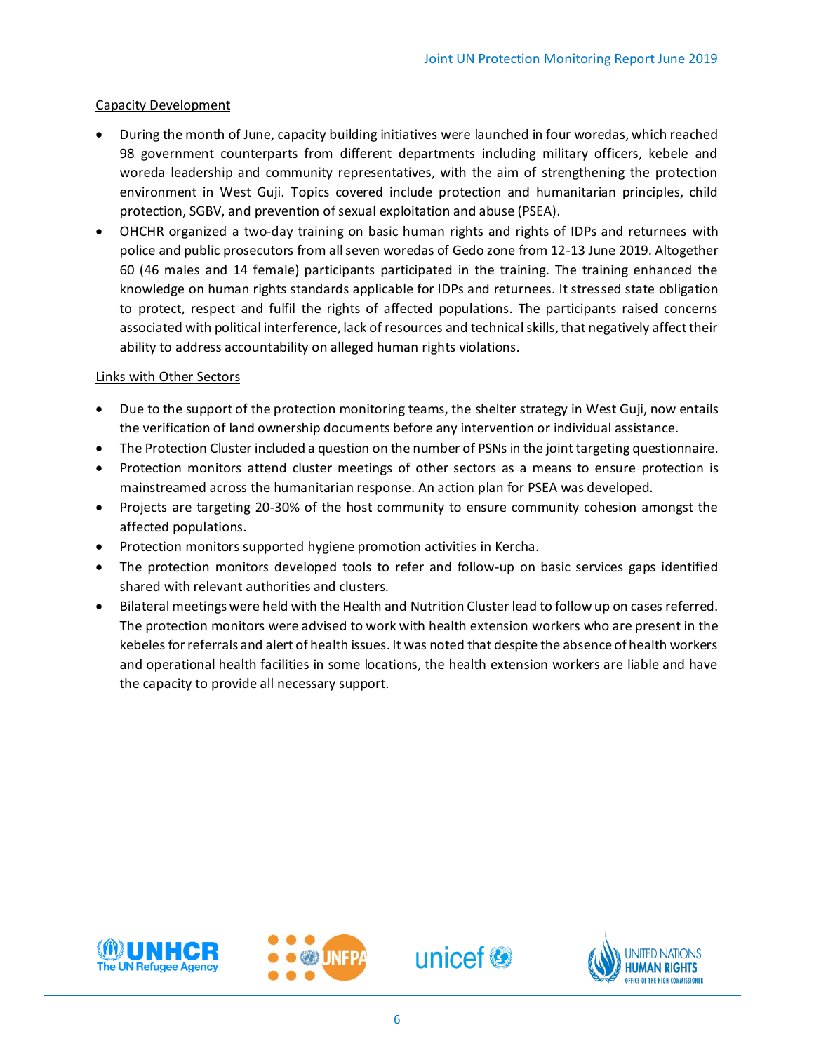Capacity Development

- During the month of June, capacity building initiatives were launched in four woredas, which reached 98 government counterparts from different departments including military officers, kebele and woreda leadership and community representatives, with the aim of strengthening the protection environment in West Guji. Topics covered include protection and humanitarian principles, child protection, SGBV, and prevention of sexual exploitation and abuse (PSEA).
- OHCHR organized a two-day training on basic human rights and rights of IDPs and returnees with police and public prosecutors from all seven woredas of Gedo zone from 12-13 June 2019. Altogether 60 (46 males and 14 female) participants participated in the training. The training enhanced the knowledge on human rights standards applicable for IDPs and returnees. It stressed state obligation to protect, respect and fulfil the rights of affected populations. The participants raised concerns associated with political interference, lack of resources and technical skills, that negatively affect their ability to address accountability on alleged human rights violations.

Links with Other Sectors

- Due to the support of the protection monitoring teams, the shelter strategy in West Guji, now entails the verification of land ownership documents before any intervention or individual assistance.
- The Protection Cluster included a question on the number of PSNs in the joint targeting questionnaire.
- Protection monitors attend cluster meetings of other sectors as a means to ensure protection is mainstreamed across the humanitarian response. An action plan for PSEA was developed.
- Projects are targeting 20-30% of the host community to ensure community cohesion amongst the affected populations.
- Protection monitors supported hygiene promotion activities in Kercha.
- The protection monitors developed tools to refer and follow-up on basic services gaps identified shared with relevant authorities and clusters.
- Bilateral meetings were held with the Health and Nutrition Cluster lead to follow up on cases referred. The protection monitors were advised to work with health extension workers who are present in the kebeles for referrals and alert of health issues. It was noted that despite the absence of health workers and operational health facilities in some locations, the health extension workers are liable and have the capacity to provide all necessary support.